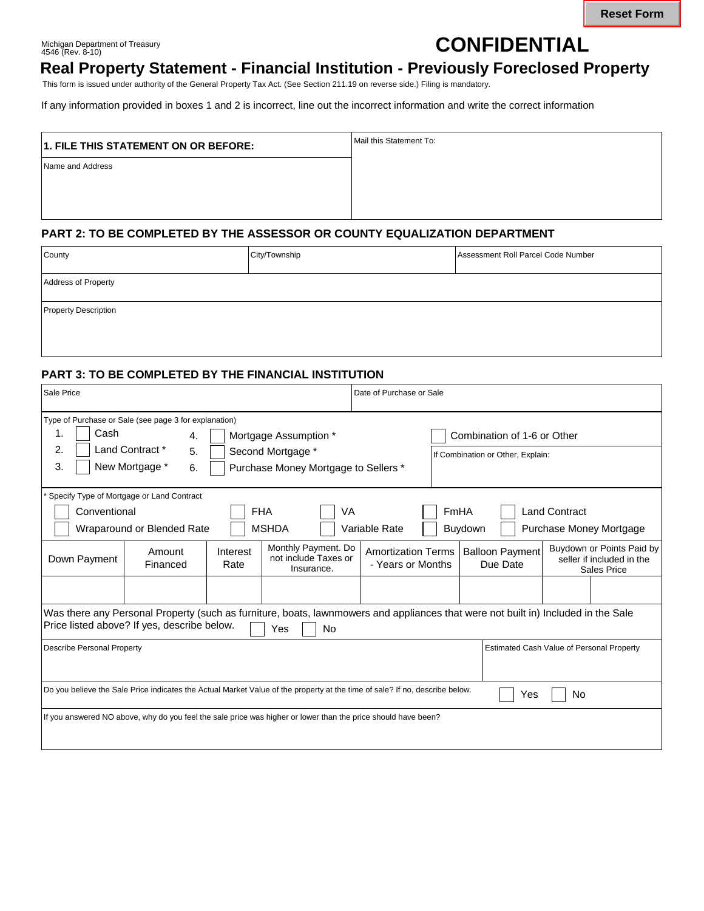Reset Form

Michigan Department of Treasury
4546 (Rev. 8-10)

**CONFIDENTIAL**

# Real Property Statement - Financial Institution - Previously Foreclosed Property

This form is issued under authority of the General Property Tax Act. (See Section 211.19 on reverse side.) Filing is mandatory.

If any information provided in boxes 1 and 2 is incorrect, line out the incorrect information and write the correct information

| **1. FILE THIS STATEMENT ON OR BEFORE:** | Mail this Statement To: |
|---|---|
| Name and Address | |

## PART 2: TO BE COMPLETED BY THE ASSESSOR OR COUNTY EQUALIZATION DEPARTMENT

| County | City/Township | Assessment Roll Parcel Code Number |
|---|---|---|
| Address of Property | | |
| Property Description | | |

## PART 3: TO BE COMPLETED BY THE FINANCIAL INSTITUTION

| Sale Price | Date of Purchase or Sale |
|---|---|
| | |

Type of Purchase or Sale (see page 3 for explanation)

1. ☐ Cash
2. ☐ Land Contract *
3. ☐ New Mortgage *
4. ☐ Mortgage Assumption *
5. ☐ Second Mortgage *
6. ☐ Purchase Money Mortgage to Sellers *

☐ Combination of 1-6 or Other

If Combination or Other, Explain:

\* Specify Type of Mortgage or Land Contract

☐ Conventional ☐ FHA ☐ VA ☐ FmHA ☐ Land Contract
☐ Wraparound or Blended Rate ☐ MSHDA ☐ Variable Rate ☐ Buydown ☐ Purchase Money Mortgage

| Down Payment | Amount Financed | Interest Rate | Monthly Payment. Do not include Taxes or Insurance. | Amortization Terms - Years or Months | Balloon Payment Due Date | Buydown or Points Paid by seller if included in the Sales Price |
|---|---|---|---|---|---|---|
| | | | | | | |

Was there any Personal Property (such as furniture, boats, lawnmowers and appliances that were not built in) Included in the Sale Price listed above? If yes, describe below. ☐ Yes ☐ No

| Describe Personal Property | Estimated Cash Value of Personal Property |
|---|---|
| | |

Do you believe the Sale Price indicates the Actual Market Value of the property at the time of sale? If no, describe below. ☐ Yes ☐ No

If you answered NO above, why do you feel the sale price was higher or lower than the price should have been?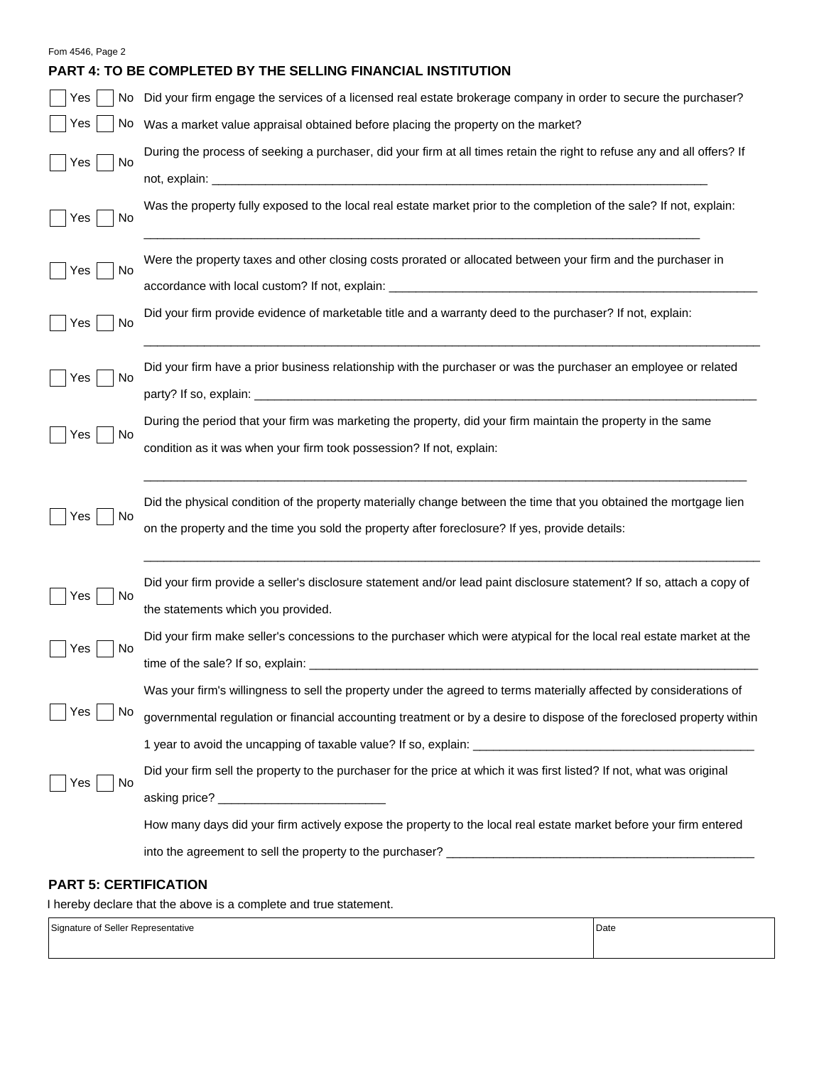Fom 4546, Page 2

## PART 4: TO BE COMPLETED BY THE SELLING FINANCIAL INSTITUTION

☐ Yes ☐ No Did your firm engage the services of a licensed real estate brokerage company in order to secure the purchaser?

☐ Yes ☐ No Was a market value appraisal obtained before placing the property on the market?

☐ Yes ☐ No During the process of seeking a purchaser, did your firm at all times retain the right to refuse any and all offers? If not, explain: ________________________________________________________________

☐ Yes ☐ No Was the property fully exposed to the local real estate market prior to the completion of the sale? If not, explain:

________________________________________________________________

☐ Yes ☐ No Were the property taxes and other closing costs prorated or allocated between your firm and the purchaser in accordance with local custom? If not, explain: ________________________________________________________________

☐ Yes ☐ No Did your firm provide evidence of marketable title and a warranty deed to the purchaser? If not, explain:

________________________________________________________________

☐ Yes ☐ No Did your firm have a prior business relationship with the purchaser or was the purchaser an employee or related party? If so, explain: ________________________________________________________________

☐ Yes ☐ No During the period that your firm was marketing the property, did your firm maintain the property in the same condition as it was when your firm took possession? If not, explain:

________________________________________________________________

☐ Yes ☐ No Did the physical condition of the property materially change between the time that you obtained the mortgage lien on the property and the time you sold the property after foreclosure? If yes, provide details:

________________________________________________________________

☐ Yes ☐ No Did your firm provide a seller's disclosure statement and/or lead paint disclosure statement? If so, attach a copy of the statements which you provided.

☐ Yes ☐ No Did your firm make seller's concessions to the purchaser which were atypical for the local real estate market at the time of the sale? If so, explain: ________________________________________________________________

☐ Yes ☐ No Was your firm's willingness to sell the property under the agreed to terms materially affected by considerations of governmental regulation or financial accounting treatment or by a desire to dispose of the foreclosed property within 1 year to avoid the uncapping of taxable value? If so, explain: ________________________________________________________________

☐ Yes ☐ No Did your firm sell the property to the purchaser for the price at which it was first listed? If not, what was original asking price? ________________________

How many days did your firm actively expose the property to the local real estate market before your firm entered into the agreement to sell the property to the purchaser? ________________________________________________________________

## PART 5: CERTIFICATION

I hereby declare that the above is a complete and true statement.

| Signature of Seller Representative | Date |
| --- | --- |
| | |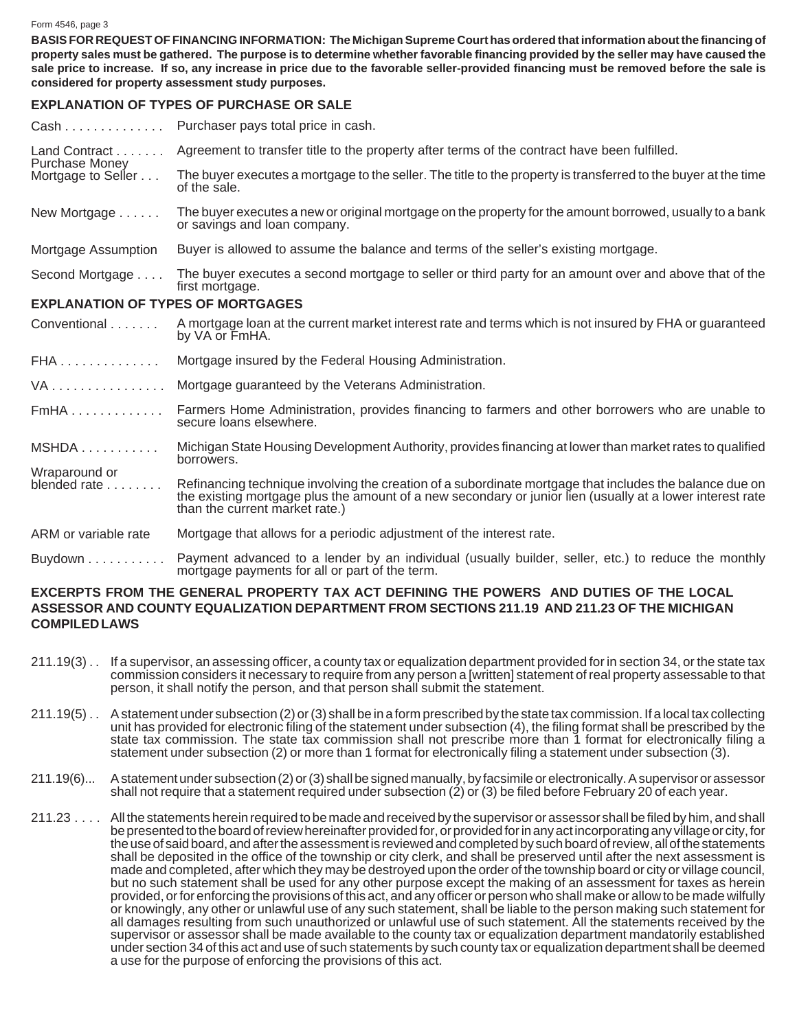**BASIS FOR REQUEST OF FINANCING INFORMATION: The Michigan Supreme Court has ordered that information about the financing of property sales must be gathered. The purpose is to determine whether favorable financing provided by the seller may have caused the sale price to increase. If so, any increase in price due to the favorable seller-provided financing must be removed before the sale is considered for property assessment study purposes.**

### EXPLANATION OF TYPES OF PURCHASE OR SALE

| | |
|---|---|
| Cash | Purchaser pays total price in cash. |
| Land Contract | Agreement to transfer title to the property after terms of the contract have been fulfilled. |
| Purchase Money Mortgage to Seller | The buyer executes a mortgage to the seller. The title to the property is transferred to the buyer at the time of the sale. |
| New Mortgage | The buyer executes a new or original mortgage on the property for the amount borrowed, usually to a bank or savings and loan company. |
| Mortgage Assumption | Buyer is allowed to assume the balance and terms of the seller's existing mortgage. |
| Second Mortgage | The buyer executes a second mortgage to seller or third party for an amount over and above that of the first mortgage. |

### EXPLANATION OF TYPES OF MORTGAGES

| | |
|---|---|
| Conventional | A mortgage loan at the current market interest rate and terms which is not insured by FHA or guaranteed by VA or FmHA. |
| FHA | Mortgage insured by the Federal Housing Administration. |
| VA | Mortgage guaranteed by the Veterans Administration. |
| FmHA | Farmers Home Administration, provides financing to farmers and other borrowers who are unable to secure loans elsewhere. |
| MSHDA | Michigan State Housing Development Authority, provides financing at lower than market rates to qualified borrowers. |
| Wraparound or blended rate | Refinancing technique involving the creation of a subordinate mortgage that includes the balance due on the existing mortgage plus the amount of a new secondary or junior lien (usually at a lower interest rate than the current market rate.) |
| ARM or variable rate | Mortgage that allows for a periodic adjustment of the interest rate. |
| Buydown | Payment advanced to a lender by an individual (usually builder, seller, etc.) to reduce the monthly mortgage payments for all or part of the term. |

### EXCERPTS FROM THE GENERAL PROPERTY TAX ACT DEFINING THE POWERS AND DUTIES OF THE LOCAL ASSESSOR AND COUNTY EQUALIZATION DEPARTMENT FROM SECTIONS 211.19 AND 211.23 OF THE MICHIGAN COMPILED LAWS

211.19(3) . . If a supervisor, an assessing officer, a county tax or equalization department provided for in section 34, or the state tax commission considers it necessary to require from any person a [written] statement of real property assessable to that person, it shall notify the person, and that person shall submit the statement.

211.19(5) . . A statement under subsection (2) or (3) shall be in a form prescribed by the state tax commission. If a local tax collecting unit has provided for electronic filing of the statement under subsection (4), the filing format shall be prescribed by the state tax commission. The state tax commission shall not prescribe more than 1 format for electronically filing a statement under subsection (2) or more than 1 format for electronically filing a statement under subsection (3).

211.19(6)... A statement under subsection (2) or (3) shall be signed manually, by facsimile or electronically. A supervisor or assessor shall not require that a statement required under subsection (2) or (3) be filed before February 20 of each year.

211.23 . . . . All the statements herein required to be made and received by the supervisor or assessor shall be filed by him, and shall be presented to the board of review hereinafter provided for, or provided for in any act incorporating any village or city, for the use of said board, and after the assessment is reviewed and completed by such board of review, all of the statements shall be deposited in the office of the township or city clerk, and shall be preserved until after the next assessment is made and completed, after which they may be destroyed upon the order of the township board or city or village council, but no such statement shall be used for any other purpose except the making of an assessment for taxes as herein provided, or for enforcing the provisions of this act, and any officer or person who shall make or allow to be made wilfully or knowingly, any other or unlawful use of any such statement, shall be liable to the person making such statement for all damages resulting from such unauthorized or unlawful use of such statement. All the statements received by the supervisor or assessor shall be made available to the county tax or equalization department mandatorily established under section 34 of this act and use of such statements by such county tax or equalization department shall be deemed a use for the purpose of enforcing the provisions of this act.